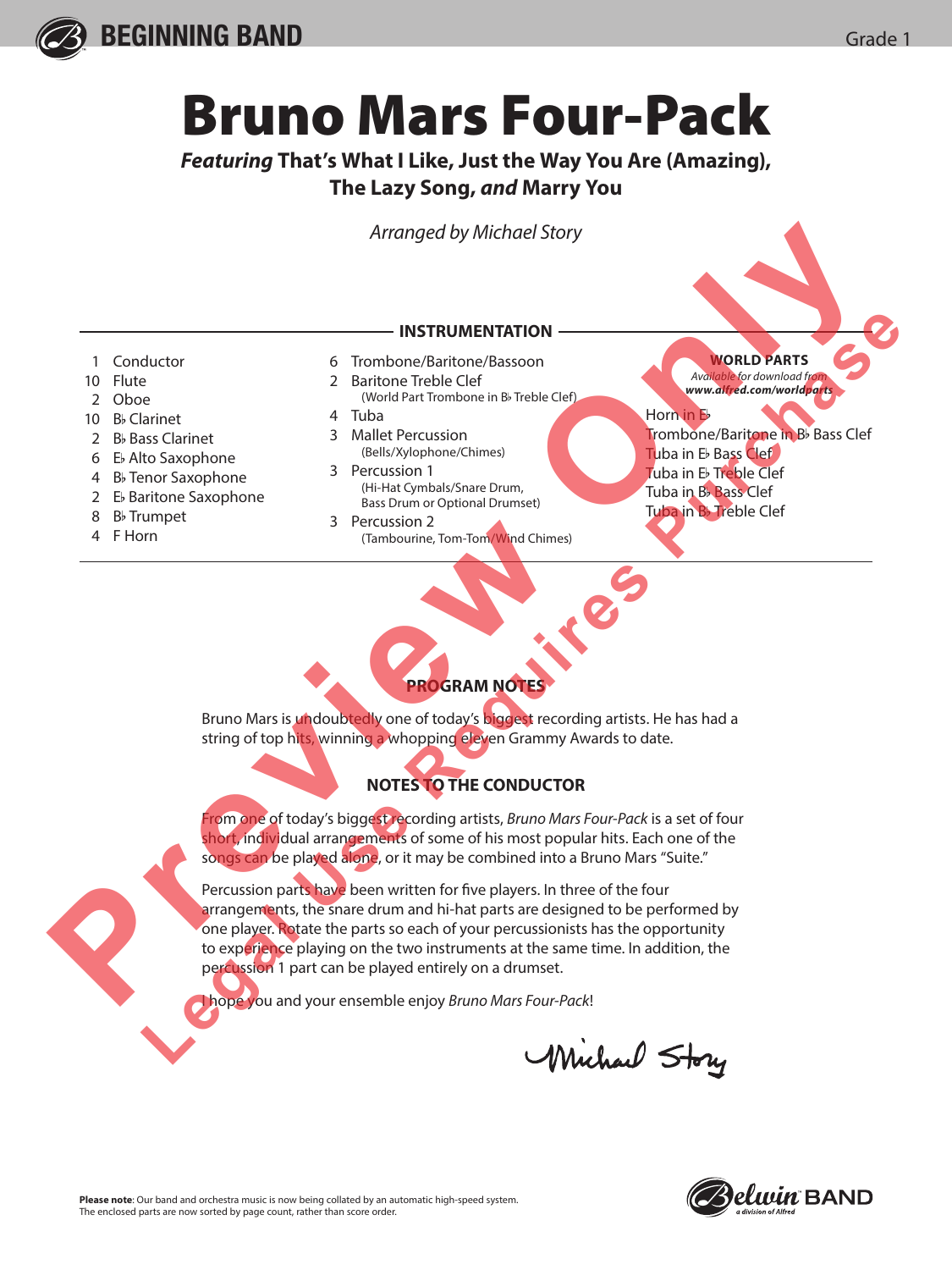BEGINNING BAND

Grade 1

# Bruno Mars Four-Pack

***Featuring* That's What I Like, Just the Way You Are (Amazing), The Lazy Song, *and* Marry You**

*Arranged by Michael Story*

## INSTRUMENTATION

- 1 Conductor
- 10 Flute
- 2 Oboe
- 10 B♭ Clarinet
- 2 B♭ Bass Clarinet
- 6 E♭ Alto Saxophone
- 4 B♭ Tenor Saxophone
- 2 E♭ Baritone Saxophone
- 8 B♭ Trumpet
- 4 F Horn
- 6 Trombone/Baritone/Bassoon
- 2 Baritone Treble Clef (World Part Trombone in B♭ Treble Clef)
- 4 Tuba
- 3 Mallet Percussion (Bells/Xylophone/Chimes)
- 3 Percussion 1 (Hi-Hat Cymbals/Snare Drum, Bass Drum or Optional Drumset)
- 3 Percussion 2 (Tambourine, Tom-Tom/Wind Chimes)

**WORLD PARTS**

*Available for download from* ***www.alfred.com/worldparts***

- Horn in E♭
- Trombone/Baritone in B♭ Bass Clef
- Tuba in E♭ Bass Clef
- Tuba in E♭ Treble Clef
- Tuba in B♭ Bass Clef
- Tuba in B♭ Treble Clef

## PROGRAM NOTES

Bruno Mars is undoubtedly one of today's biggest recording artists. He has had a string of top hits, winning a whopping eleven Grammy Awards to date.

## NOTES TO THE CONDUCTOR

From one of today's biggest recording artists, *Bruno Mars Four-Pack* is a set of four short, individual arrangements of some of his most popular hits. Each one of the songs can be played alone, or it may be combined into a Bruno Mars "Suite."

Percussion parts have been written for five players. In three of the four arrangements, the snare drum and hi-hat parts are designed to be performed by one player. Rotate the parts so each of your percussionists has the opportunity to experience playing on the two instruments at the same time. In addition, the percussion 1 part can be played entirely on a drumset.

I hope you and your ensemble enjoy *Bruno Mars Four-Pack*!

Michael Story

**Please note**: Our band and orchestra music is now being collated by an automatic high-speed system. The enclosed parts are now sorted by page count, rather than score order.

Belwin BAND, a division of Alfred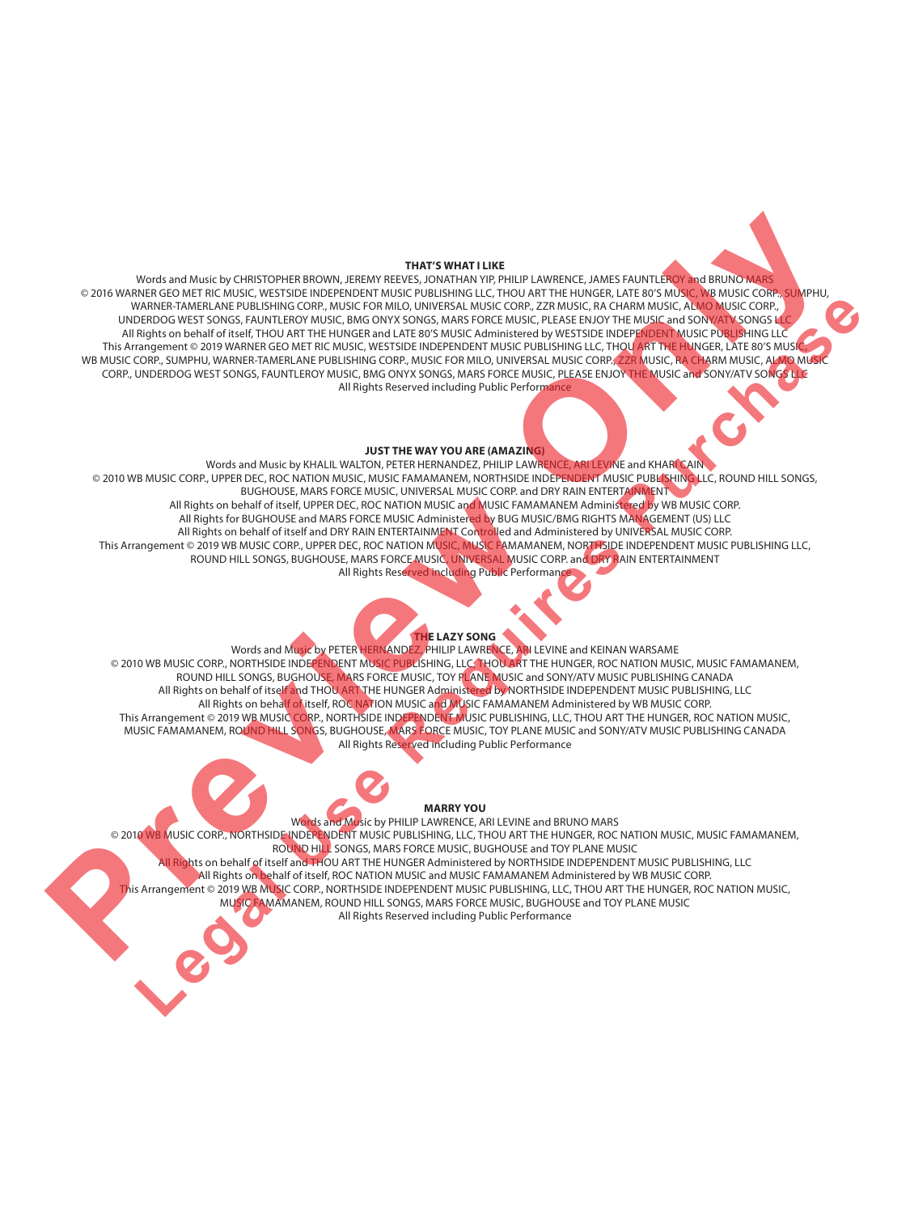**THAT'S WHAT I LIKE**

Words and Music by CHRISTOPHER BROWN, JEREMY REEVES, JONATHAN YIP, PHILIP LAWRENCE, JAMES FAUNTLEROY and BRUNO MARS
© 2016 WARNER GEO MET RIC MUSIC, WESTSIDE INDEPENDENT MUSIC PUBLISHING LLC, THOU ART THE HUNGER, LATE 80'S MUSIC, WB MUSIC CORP., SUMPHU, WARNER-TAMERLANE PUBLISHING CORP., MUSIC FOR MILO, UNIVERSAL MUSIC CORP., ZZR MUSIC, RA CHARM MUSIC, ALMO MUSIC CORP., UNDERDOG WEST SONGS, FAUNTLEROY MUSIC, BMG ONYX SONGS, MARS FORCE MUSIC, PLEASE ENJOY THE MUSIC and SONY/ATV SONGS LLC
All Rights on behalf of itself, THOU ART THE HUNGER and LATE 80'S MUSIC Administered by WESTSIDE INDEPENDENT MUSIC PUBLISHING LLC
This Arrangement © 2019 WARNER GEO MET RIC MUSIC, WESTSIDE INDEPENDENT MUSIC PUBLISHING LLC, THOU ART THE HUNGER, LATE 80'S MUSIC, WB MUSIC CORP., SUMPHU, WARNER-TAMERLANE PUBLISHING CORP., MUSIC FOR MILO, UNIVERSAL MUSIC CORP., ZZR MUSIC, RA CHARM MUSIC, ALMO MUSIC CORP., UNDERDOG WEST SONGS, FAUNTLEROY MUSIC, BMG ONYX SONGS, MARS FORCE MUSIC, PLEASE ENJOY THE MUSIC and SONY/ATV SONGS LLC
All Rights Reserved including Public Performance

**JUST THE WAY YOU ARE (AMAZING)**

Words and Music by KHALIL WALTON, PETER HERNANDEZ, PHILIP LAWRENCE, ARI LEVINE and KHARI CAIN
© 2010 WB MUSIC CORP., UPPER DEC, ROC NATION MUSIC, MUSIC FAMAMANEM, NORTHSIDE INDEPENDENT MUSIC PUBLISHING LLC, ROUND HILL SONGS, BUGHOUSE, MARS FORCE MUSIC, UNIVERSAL MUSIC CORP. and DRY RAIN ENTERTAINMENT
All Rights on behalf of itself, UPPER DEC, ROC NATION MUSIC and MUSIC FAMAMANEM Administered by WB MUSIC CORP.
All Rights for BUGHOUSE and MARS FORCE MUSIC Administered by BUG MUSIC/BMG RIGHTS MANAGEMENT (US) LLC
All Rights on behalf of itself and DRY RAIN ENTERTAINMENT Controlled and Administered by UNIVERSAL MUSIC CORP.
This Arrangement © 2019 WB MUSIC CORP., UPPER DEC, ROC NATION MUSIC, MUSIC FAMAMANEM, NORTHSIDE INDEPENDENT MUSIC PUBLISHING LLC, ROUND HILL SONGS, BUGHOUSE, MARS FORCE MUSIC, UNIVERSAL MUSIC CORP. and DRY RAIN ENTERTAINMENT
All Rights Reserved including Public Performance

**THE LAZY SONG**

Words and Music by PETER HERNANDEZ, PHILIP LAWRENCE, ARI LEVINE and KEINAN WARSAME
© 2010 WB MUSIC CORP., NORTHSIDE INDEPENDENT MUSIC PUBLISHING, LLC, THOU ART THE HUNGER, ROC NATION MUSIC, MUSIC FAMAMANEM, ROUND HILL SONGS, BUGHOUSE, MARS FORCE MUSIC, TOY PLANE MUSIC and SONY/ATV MUSIC PUBLISHING CANADA
All Rights on behalf of itself and THOU ART THE HUNGER Administered by NORTHSIDE INDEPENDENT MUSIC PUBLISHING, LLC
All Rights on behalf of itself, ROC NATION MUSIC and MUSIC FAMAMANEM Administered by WB MUSIC CORP.
This Arrangement © 2019 WB MUSIC CORP., NORTHSIDE INDEPENDENT MUSIC PUBLISHING, LLC, THOU ART THE HUNGER, ROC NATION MUSIC, MUSIC FAMAMANEM, ROUND HILL SONGS, BUGHOUSE, MARS FORCE MUSIC, TOY PLANE MUSIC and SONY/ATV MUSIC PUBLISHING CANADA
All Rights Reserved including Public Performance

**MARRY YOU**

Words and Music by PHILIP LAWRENCE, ARI LEVINE and BRUNO MARS
© 2010 WB MUSIC CORP., NORTHSIDE INDEPENDENT MUSIC PUBLISHING, LLC, THOU ART THE HUNGER, ROC NATION MUSIC, MUSIC FAMAMANEM, ROUND HILL SONGS, MARS FORCE MUSIC, BUGHOUSE and TOY PLANE MUSIC
All Rights on behalf of itself and THOU ART THE HUNGER Administered by NORTHSIDE INDEPENDENT MUSIC PUBLISHING, LLC
All Rights on behalf of itself, ROC NATION MUSIC and MUSIC FAMAMANEM Administered by WB MUSIC CORP.
This Arrangement © 2019 WB MUSIC CORP., NORTHSIDE INDEPENDENT MUSIC PUBLISHING, LLC, THOU ART THE HUNGER, ROC NATION MUSIC, MUSIC FAMAMANEM, ROUND HILL SONGS, MARS FORCE MUSIC, BUGHOUSE and TOY PLANE MUSIC
All Rights Reserved including Public Performance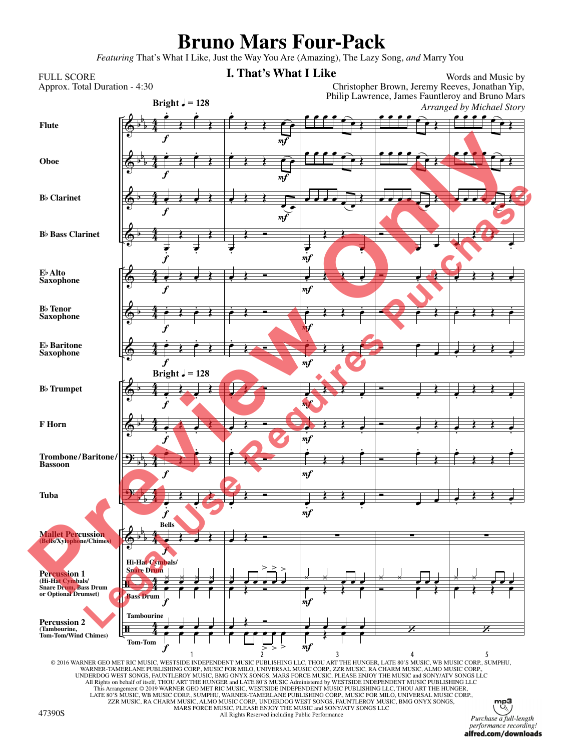# Bruno Mars Four-Pack

*Featuring* That's What I Like, Just the Way You Are (Amazing), The Lazy Song, *and* Marry You

FULL SCORE
Approx. Total Duration - 4:30

## I. That's What I Like

Words and Music by
Christopher Brown, Jeremy Reeves, Jonathan Yip,
Philip Lawrence, James Fauntleroy and Bruno Mars
*Arranged by Michael Story*

Bright ♩ = 128

Flute
Oboe
B♭ Clarinet
B♭ Bass Clarinet
E♭ Alto Saxophone
B♭ Tenor Saxophone
E♭ Baritone Saxophone
B♭ Trumpet
F Horn
Trombone/Baritone/Bassoon
Tuba
Mallet Percussion (Bells/Xylophone/Chimes)
Percussion 1 (Hi-Hat Cymbals/Snare Drum, Bass Drum or Optional Drumset)
Percussion 2 (Tambourine, Tom-Tom/Wind Chimes)

© 2016 WARNER GEO MET RIC MUSIC, WESTSIDE INDEPENDENT MUSIC PUBLISHING LLC, THOU ART THE HUNGER, LATE 80'S MUSIC, WB MUSIC CORP., SUMPHU, WARNER-TAMERLANE PUBLISHING CORP., MUSIC FOR MILO, UNIVERSAL MUSIC CORP., ZZR MUSIC, RA CHARM MUSIC, ALMO MUSIC CORP., UNDERDOG WEST SONGS, FAUNTLEROY MUSIC, BMG ONYX SONGS, MARS FORCE MUSIC, PLEASE ENJOY THE MUSIC and SONY/ATV SONGS LLC
All Rights on behalf of itself, THOU ART THE HUNGER and LATE 80'S MUSIC Administered by WESTSIDE INDEPENDENT MUSIC PUBLISHING LLC
This Arrangement © 2019 WARNER GEO MET RIC MUSIC, WESTSIDE INDEPENDENT MUSIC PUBLISHING LLC, THOU ART THE HUNGER, LATE 80'S MUSIC, WB MUSIC CORP., SUMPHU, WARNER-TAMERLANE PUBLISHING CORP., MUSIC FOR MILO, UNIVERSAL MUSIC CORP., ZZR MUSIC, RA CHARM MUSIC, ALMO MUSIC CORP., UNDERDOG WEST SONGS, FAUNTLEROY MUSIC, BMG ONYX SONGS, MARS FORCE MUSIC, PLEASE ENJOY THE MUSIC and SONY/ATV SONGS LLC
All Rights Reserved including Public Performance

47390S

*Purchase a full-length performance recording!*
**alfred.com/downloads**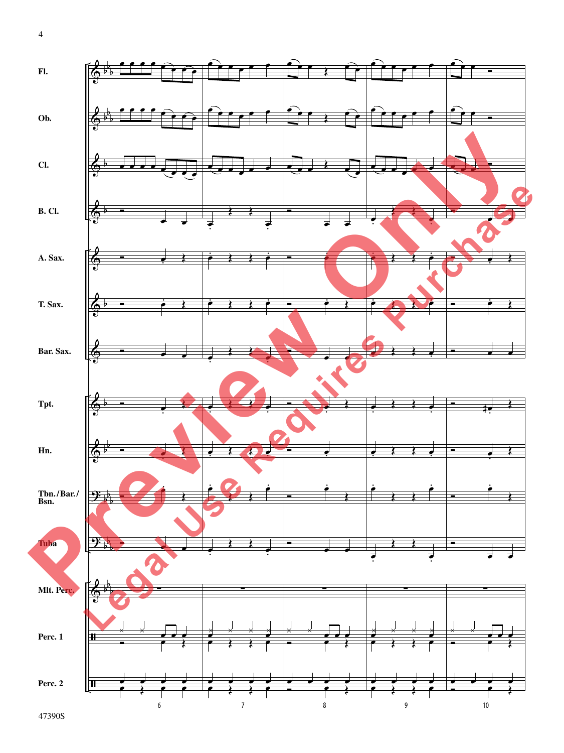Fl.

Ob.

Cl.

B. Cl.

A. Sax.

T. Sax.

Bar. Sax.

Tpt.

Hn.

Tbn./Bar./Bsn.

Tuba

Mlt. Perc.

Perc. 1

Perc. 2

6 7 8 9 10

Preview Only

Legal Use Requires Purchase

47390S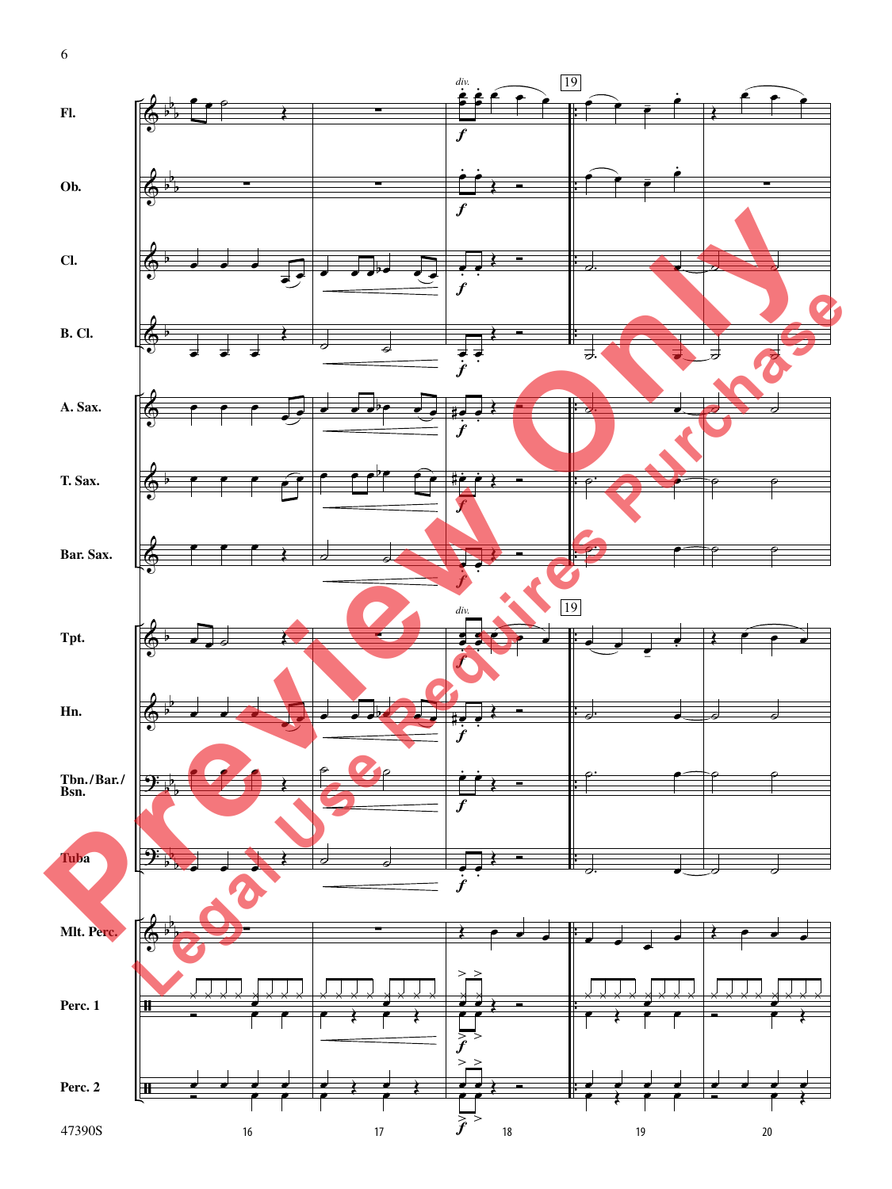Fl.

Ob.

Cl.

B. Cl.

A. Sax.

T. Sax.

Bar. Sax.

Tpt.

Hn.

Tbn./Bar./Bsn.

Tuba

Mlt. Perc.

Perc. 1

Perc. 2

*div.*

19

*f*

Preview Only

Legal Use Requires Purchase

47390S

16 17 18 19 20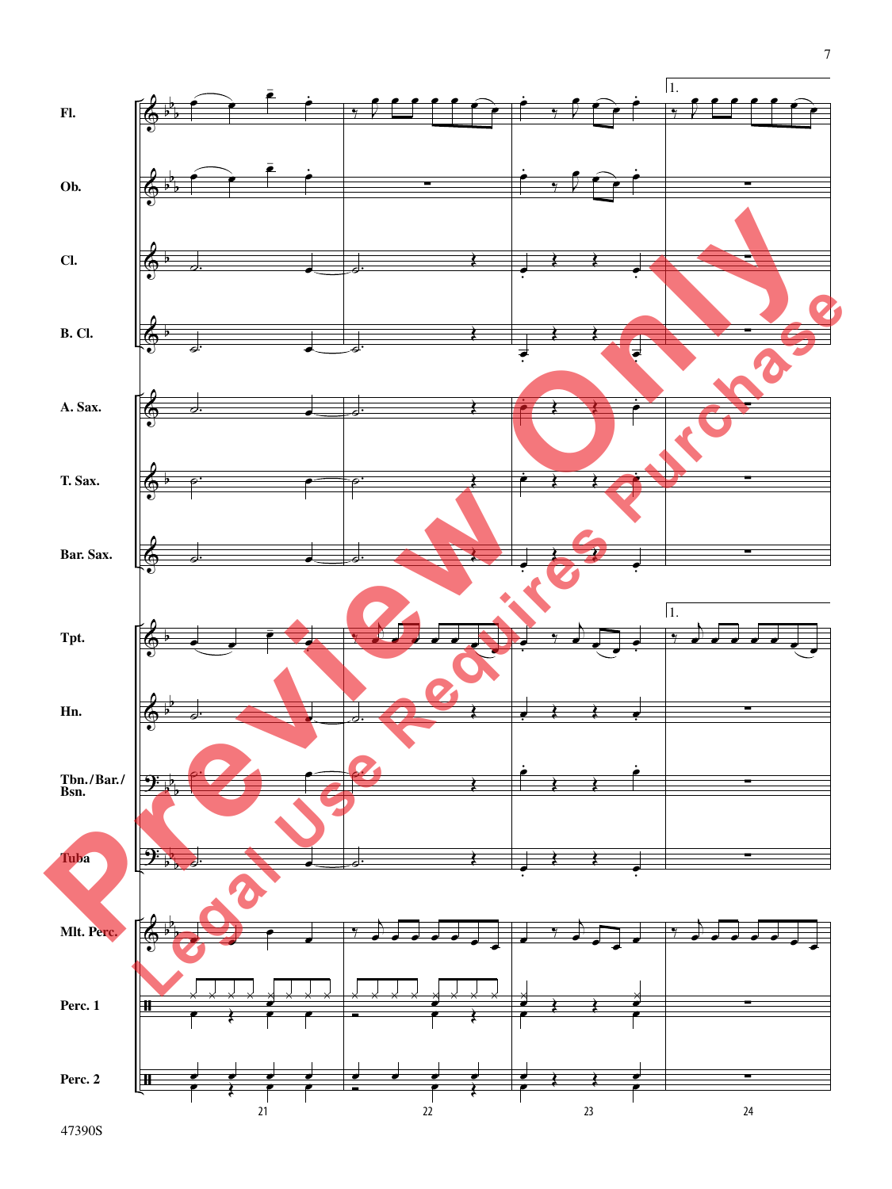Fl.

Ob.

Cl.

B. Cl.

A. Sax.

T. Sax.

Bar. Sax.

Tpt.

Hn.

Tbn./Bar./Bsn.

Tuba

Mlt. Perc.

Perc. 1

Perc. 2

1.

21 22 23 24

Preview Only

Legal Use Requires Purchase

47390S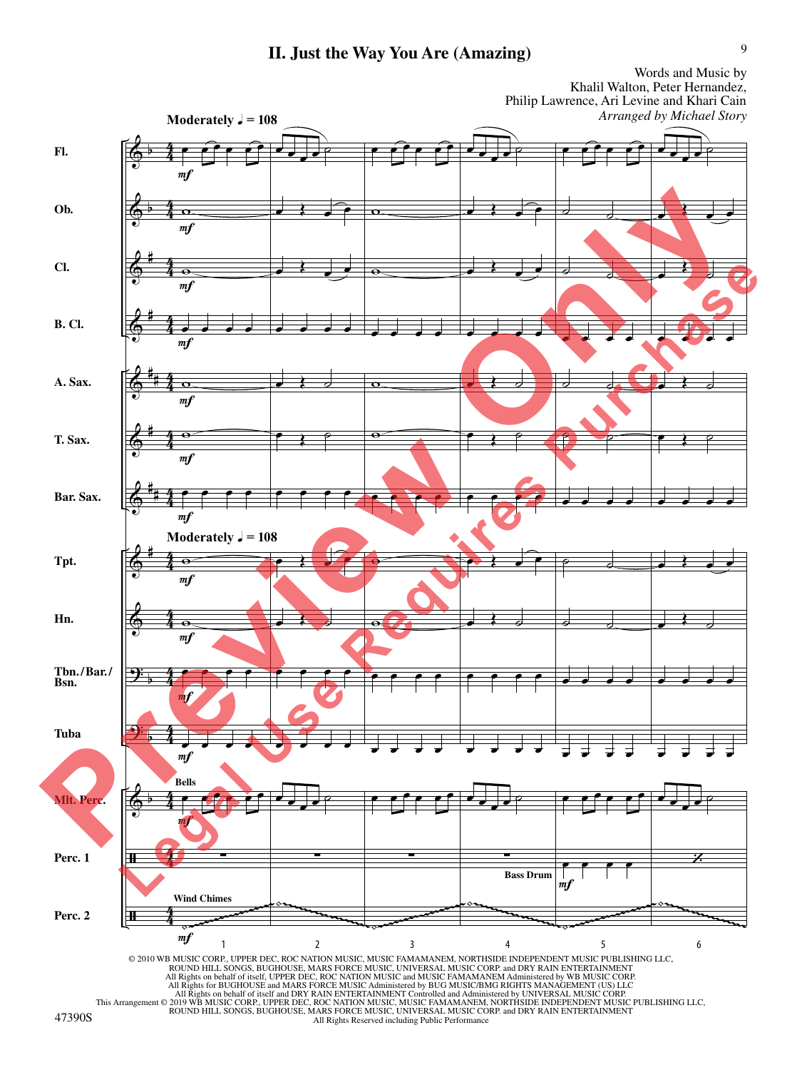## II. Just the Way You Are (Amazing)

Words and Music by
Khalil Walton, Peter Hernandez,
Philip Lawrence, Ari Levine and Khari Cain
*Arranged by Michael Story*

Moderately ♩ = 108

Fl.
Ob.
Cl.
B. Cl.
A. Sax.
T. Sax.
Bar. Sax.
Tpt.
Hn.
Tbn./Bar./Bsn.
Tuba
Mlt. Perc. (Bells)
Perc. 1 (Bass Drum)
Perc. 2 (Wind Chimes)

© 2010 WB MUSIC CORP., UPPER DEC, ROC NATION MUSIC, MUSIC FAMAMANEM, NORTHSIDE INDEPENDENT MUSIC PUBLISHING LLC, ROUND HILL SONGS, BUGHOUSE, MARS FORCE MUSIC, UNIVERSAL MUSIC CORP. and DRY RAIN ENTERTAINMENT
All Rights on behalf of itself, UPPER DEC, ROC NATION MUSIC and MUSIC FAMAMANEM Administered by WB MUSIC CORP.
All Rights for BUGHOUSE and MARS FORCE MUSIC Administered by BUG MUSIC/BMG RIGHTS MANAGEMENT (US) LLC
All Rights on behalf of itself and DRY RAIN ENTERTAINMENT Controlled and Administered by UNIVERSAL MUSIC CORP.
This Arrangement © 2019 WB MUSIC CORP., UPPER DEC, ROC NATION MUSIC, MUSIC FAMAMANEM, NORTHSIDE INDEPENDENT MUSIC PUBLISHING LLC, ROUND HILL SONGS, BUGHOUSE, MARS FORCE MUSIC, UNIVERSAL MUSIC CORP. and DRY RAIN ENTERTAINMENT
All Rights Reserved including Public Performance

47390S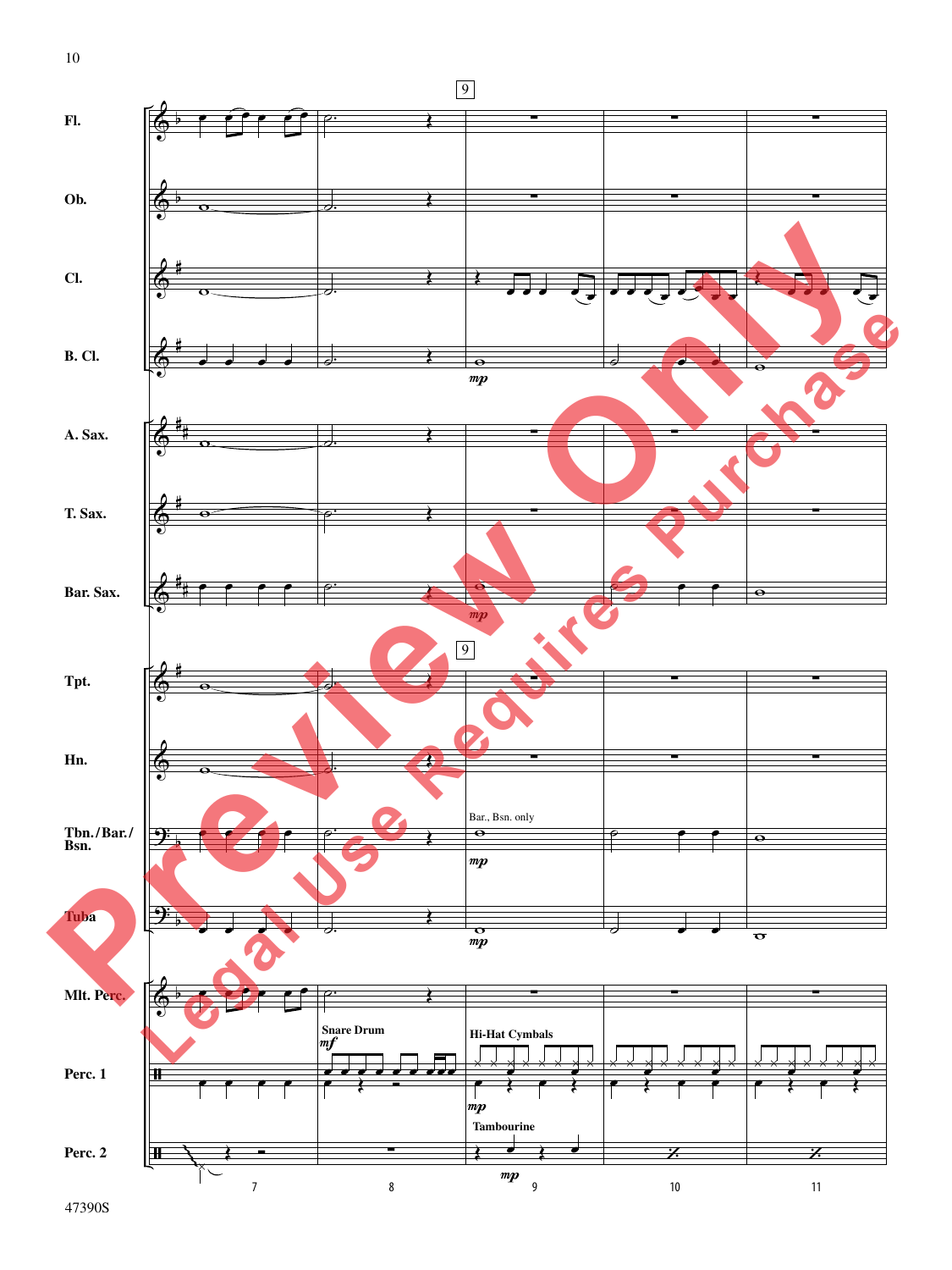Fl.

Ob.

Cl.

B. Cl.

A. Sax.

T. Sax.

Bar. Sax.

Tpt.

Hn.

Tbn./Bar./Bsn.

Tuba

Mlt. Perc.

Perc. 1

Perc. 2

9

*mp*

Bar., Bsn. only

Snare Drum

*mf*

Hi-Hat Cymbals

Tambourine

7 8 9 10 11

Preview Only

Legal Use Requires Purchase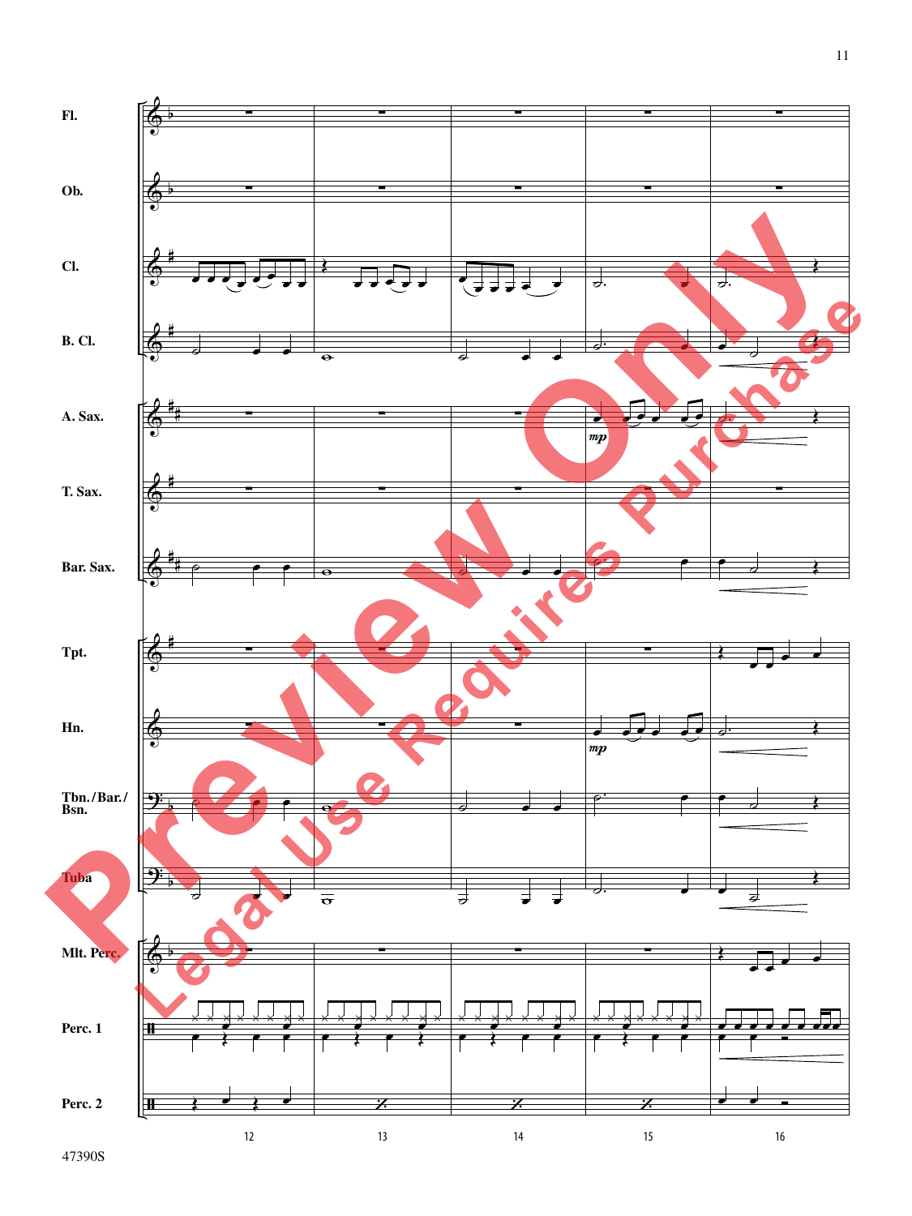Fl.

Ob.

Cl.

B. Cl.

A. Sax.

T. Sax.

Bar. Sax.

Tpt.

Hn.

Tbn./Bar./Bsn.

Tuba

Mlt. Perc.

Perc. 1

Perc. 2

*mp*

*mp*

12 13 14 15 16

Preview Only

Legal Use Requires Purchase

47390S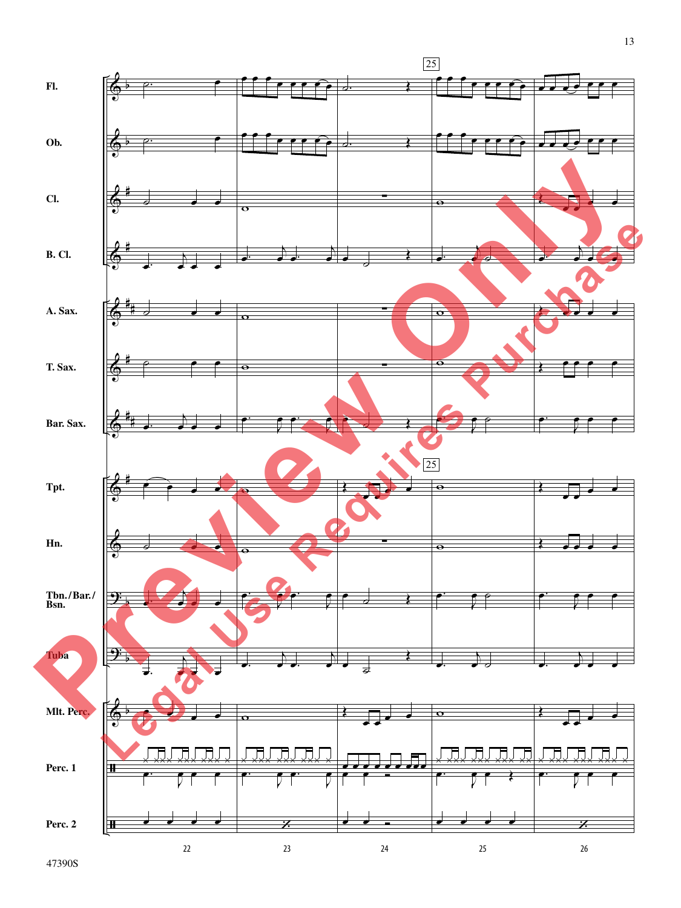Fl.

Ob.

Cl.

B. Cl.

A. Sax.

T. Sax.

Bar. Sax.

Tpt.

Hn.

Tbn./Bar./Bsn.

Tuba

Mlt. Perc.

Perc. 1

Perc. 2

25

22 23 24 25 26

Preview Only

Legal Use Requires Purchase

47390S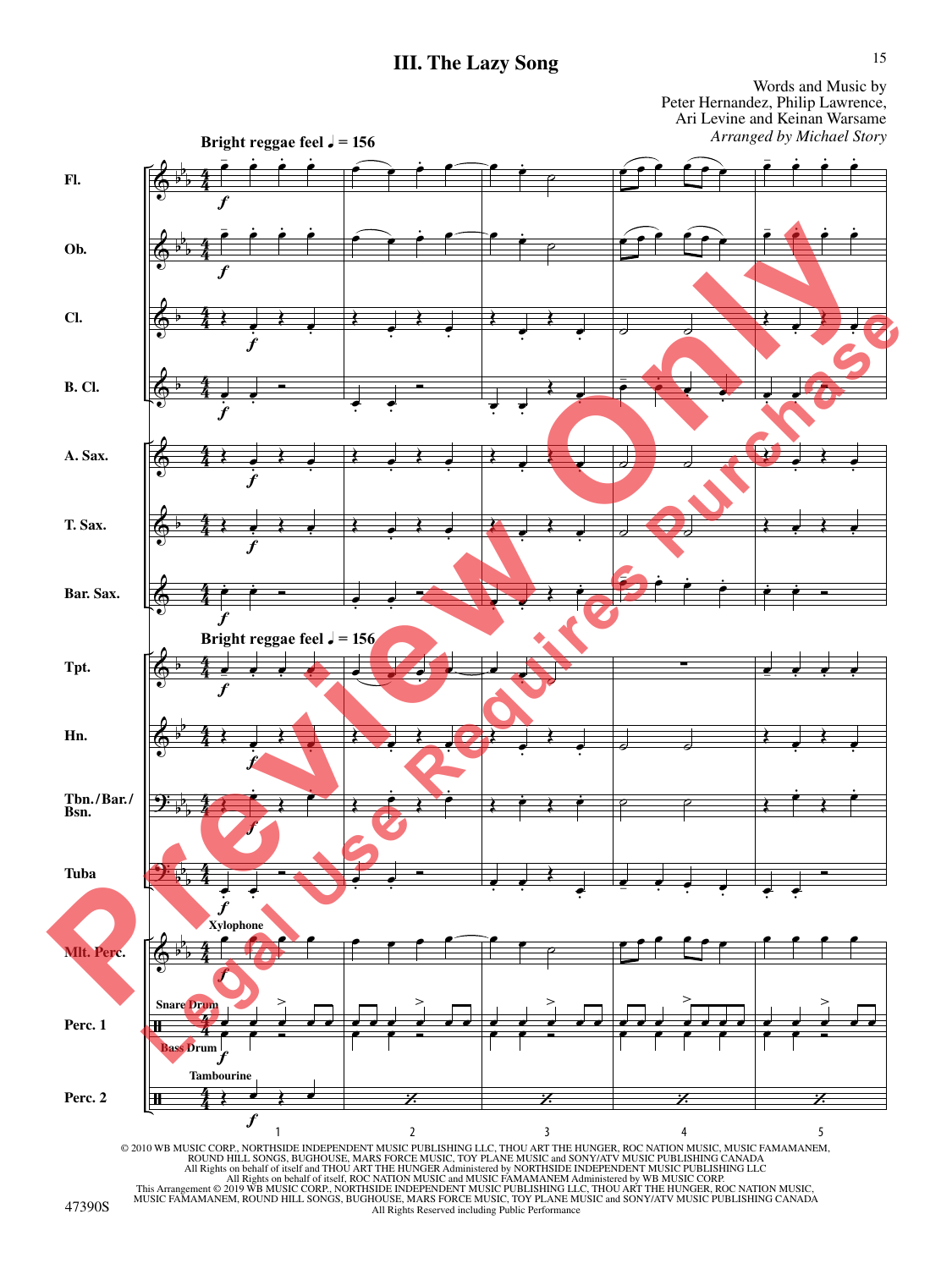# III. The Lazy Song

Words and Music by
Peter Hernandez, Philip Lawrence,
Ari Levine and Keinan Warsame
*Arranged by Michael Story*

**Bright reggae feel ♩ = 156**

Fl.

Ob.

Cl.

B. Cl.

A. Sax.

T. Sax.

Bar. Sax.

**Bright reggae feel ♩ = 156**

Tpt.

Hn.

Tbn./Bar./Bsn.

Tuba

Mlt. Perc. — Xylophone

Perc. 1 — Snare Drum, Bass Drum

Perc. 2 — Tambourine

Preview Only — Legal Use Requires Purchase

© 2010 WB MUSIC CORP., NORTHSIDE INDEPENDENT MUSIC PUBLISHING LLC, THOU ART THE HUNGER, ROC NATION MUSIC, MUSIC FAMAMANEM, ROUND HILL SONGS, BUGHOUSE, MARS FORCE MUSIC, TOY PLANE MUSIC and SONY/ATV MUSIC PUBLISHING CANADA
All Rights on behalf of itself and THOU ART THE HUNGER Administered by NORTHSIDE INDEPENDENT MUSIC PUBLISHING LLC
All Rights on behalf of itself, ROC NATION MUSIC and MUSIC FAMAMANEM Administered by WB MUSIC CORP.
This Arrangement © 2019 WB MUSIC CORP., NORTHSIDE INDEPENDENT MUSIC PUBLISHING LLC, THOU ART THE HUNGER, ROC NATION MUSIC, MUSIC FAMAMANEM, ROUND HILL SONGS, BUGHOUSE, MARS FORCE MUSIC, TOY PLANE MUSIC and SONY/ATV MUSIC PUBLISHING CANADA
All Rights Reserved including Public Performance

47390S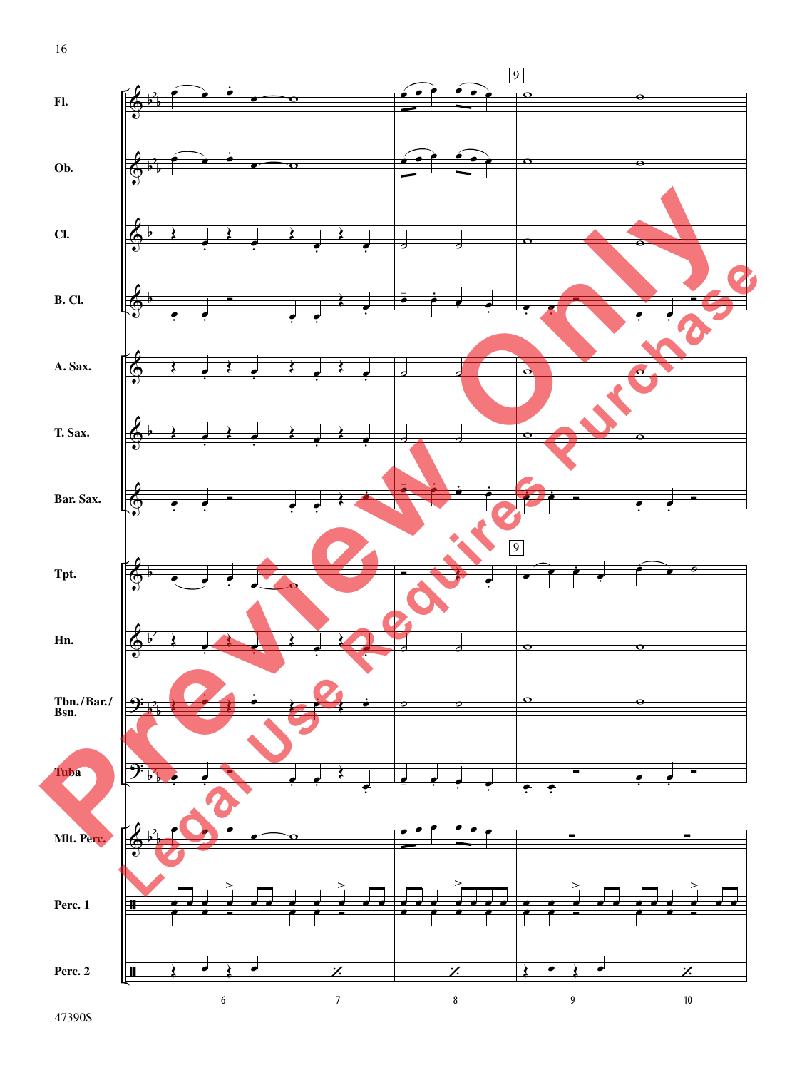Fl.

Ob.

Cl.

B. Cl.

A. Sax.

T. Sax.

Bar. Sax.

Tpt.

Hn.

Tbn./Bar./Bsn.

Tuba

Mlt. Perc.

Perc. 1

Perc. 2

9

6 7 8 9 10

Preview Only

Legal Use Requires Purchase

47390S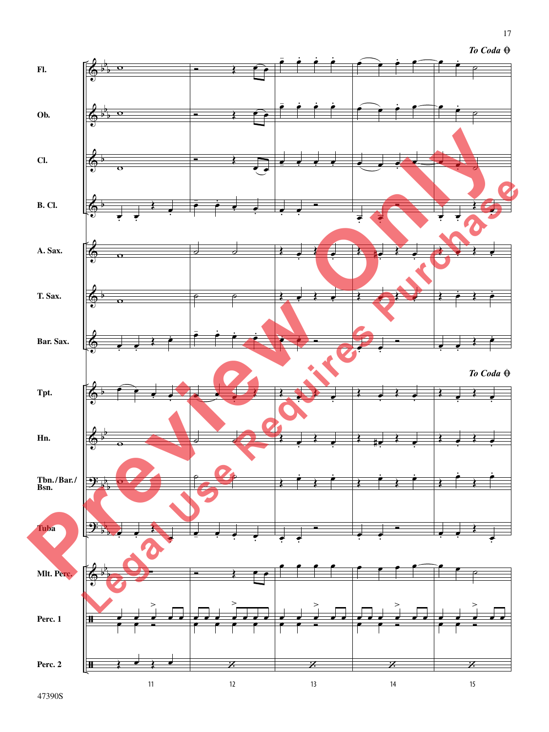*To Coda* ⊕

Fl.

Ob.

Cl.

B. Cl.

A. Sax.

T. Sax.

Bar. Sax.

*To Coda* ⊕

Tpt.

Hn.

Tbn./Bar./Bsn.

Tuba

Mlt. Perc.

Perc. 1

Perc. 2

11 12 13 14 15

47390S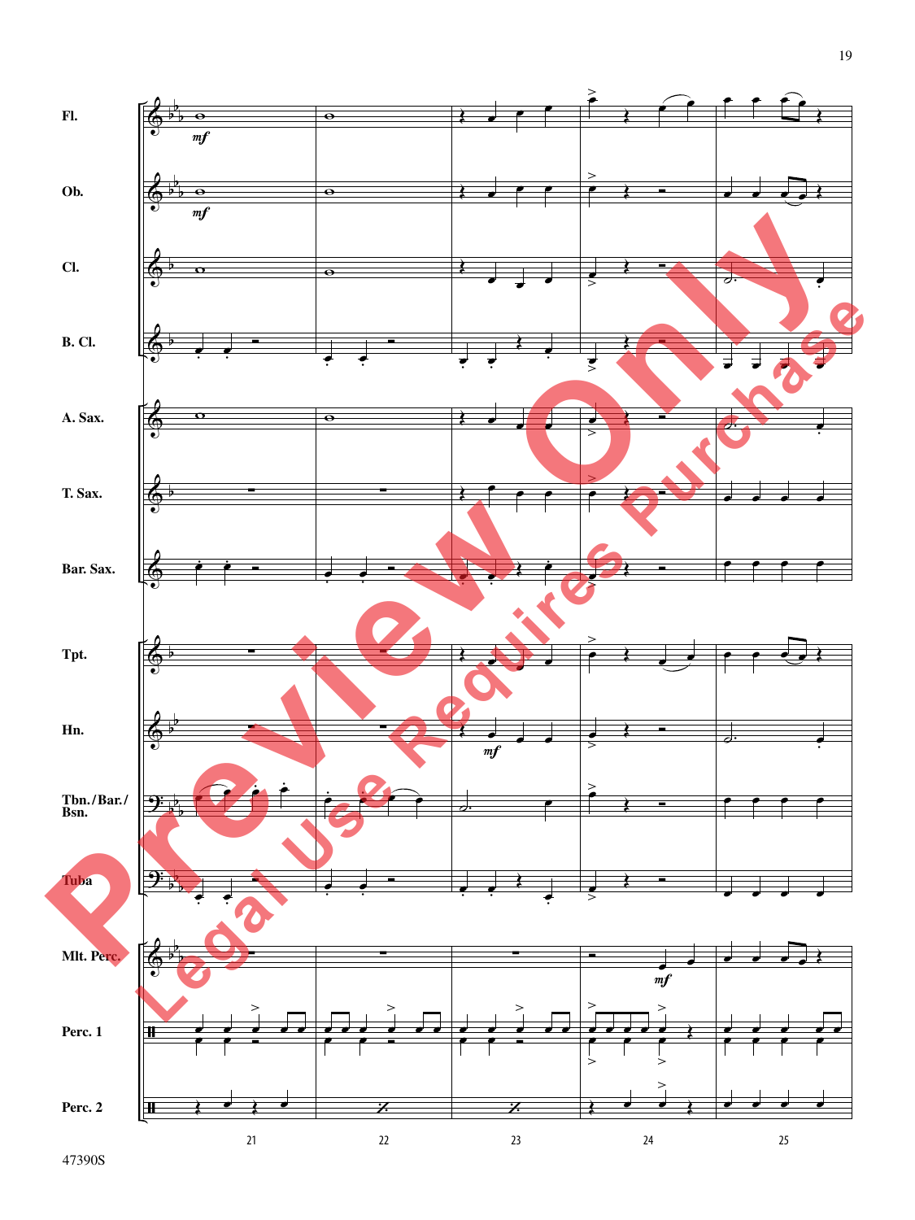| Fl. |
|---|
| Ob. |
| Cl. |
| B. Cl. |
| A. Sax. |
| T. Sax. |
| Bar. Sax. |
| Tpt. |
| Hn. |
| Tbn./Bar./Bsn. |
| Tuba |
| Mlt. Perc. |
| Perc. 1 |
| Perc. 2 |

21 22 23 24 25

Preview Only

Legal Use Requires Purchase

47390S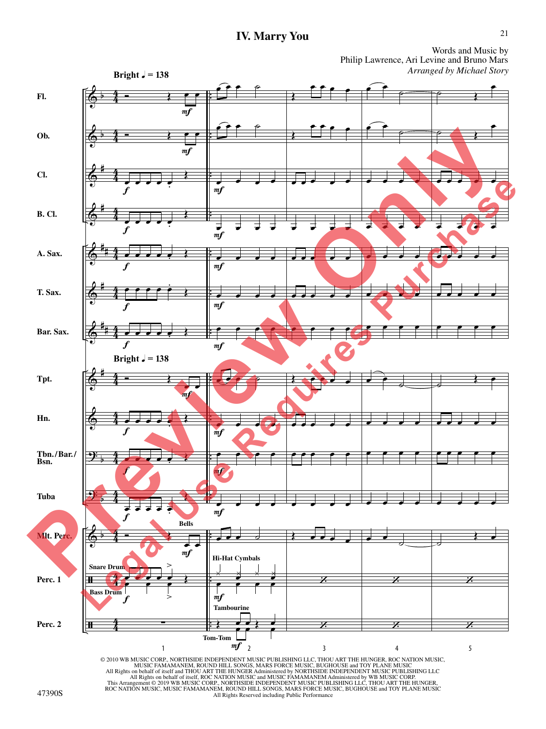# IV. Marry You

Words and Music by
Philip Lawrence, Ari Levine and Bruno Mars
*Arranged by Michael Story*

**Bright ♩ = 138**

© 2010 WB MUSIC CORP., NORTHSIDE INDEPENDENT MUSIC PUBLISHING LLC, THOU ART THE HUNGER, ROC NATION MUSIC, MUSIC FAMAMANEM, ROUND HILL SONGS, MARS FORCE MUSIC, BUGHOUSE and TOY PLANE MUSIC
All Rights on behalf of itself and THOU ART THE HUNGER Administered by NORTHSIDE INDEPENDENT MUSIC PUBLISHING LLC
All Rights on behalf of itself, ROC NATION MUSIC and MUSIC FAMAMANEM Administered by WB MUSIC CORP.
This Arrangement © 2019 WB MUSIC CORP., NORTHSIDE INDEPENDENT MUSIC PUBLISHING LLC, THOU ART THE HUNGER, ROC NATION MUSIC, MUSIC FAMAMANEM, ROUND HILL SONGS, MARS FORCE MUSIC, BUGHOUSE and TOY PLANE MUSIC
All Rights Reserved including Public Performance

47390S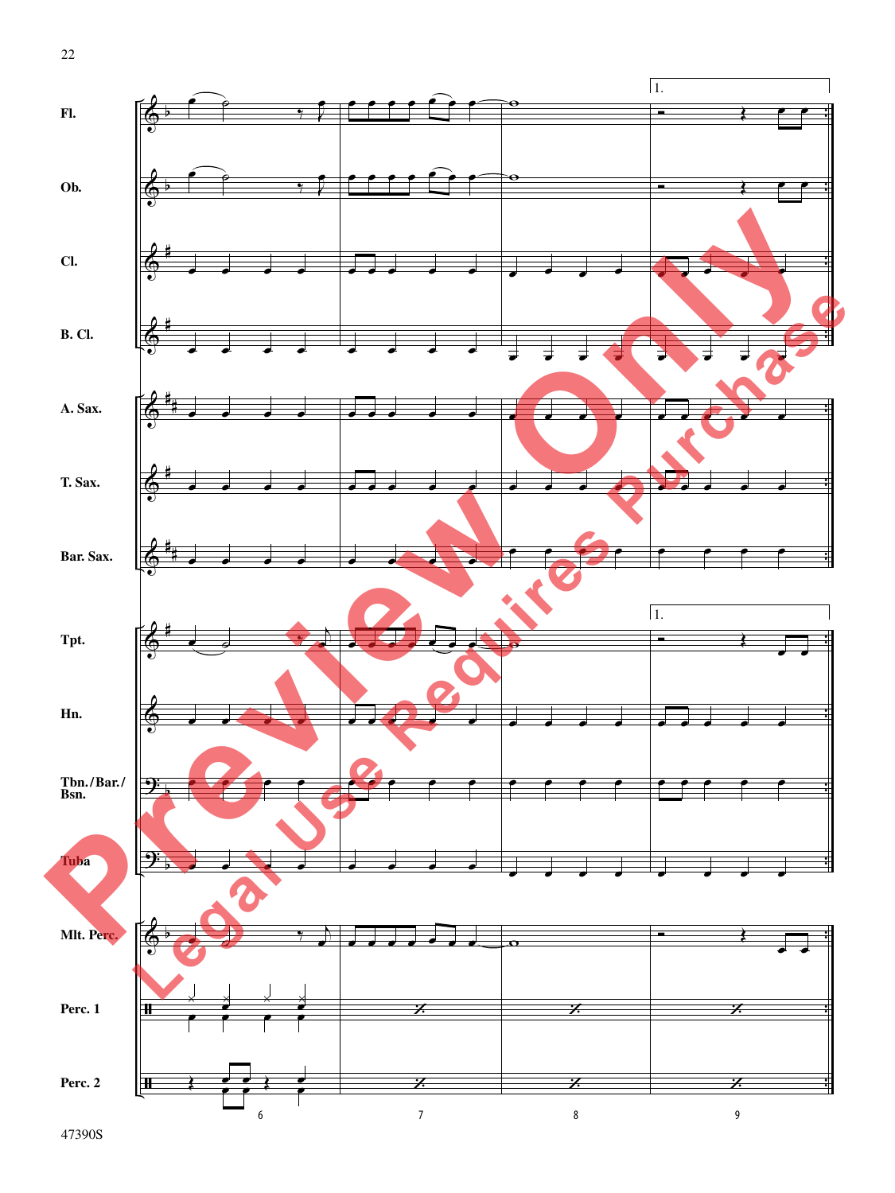Fl.

Ob.

Cl.

B. Cl.

A. Sax.

T. Sax.

Bar. Sax.

Tpt.

Hn.

Tbn./Bar./Bsn.

Tuba

Mlt. Perc.

Perc. 1

Perc. 2

1.

6 7 8 9

Preview Only

Legal Use Requires Purchase

47390S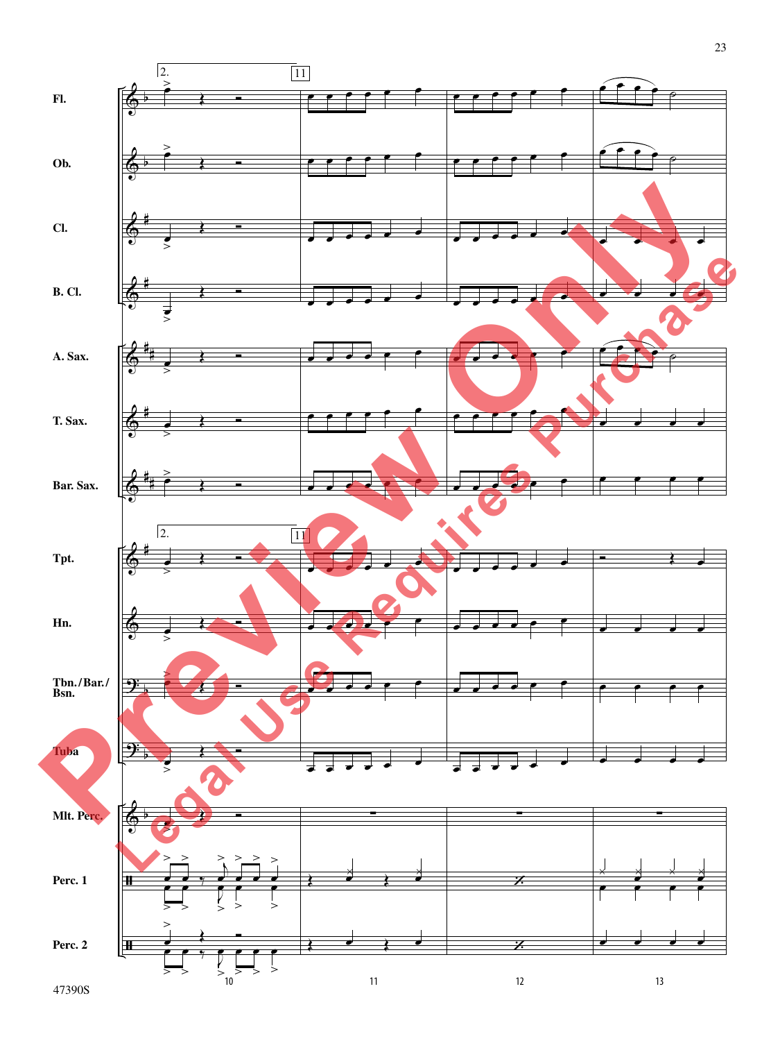Fl.

Ob.

Cl.

B. Cl.

A. Sax.

T. Sax.

Bar. Sax.

Tpt.

Hn.

Tbn./Bar./Bsn.

Tuba

Mlt. Perc.

Perc. 1

Perc. 2

2.

11

10

11

12

13

Preview Only

Legal Use Requires Purchase

47390S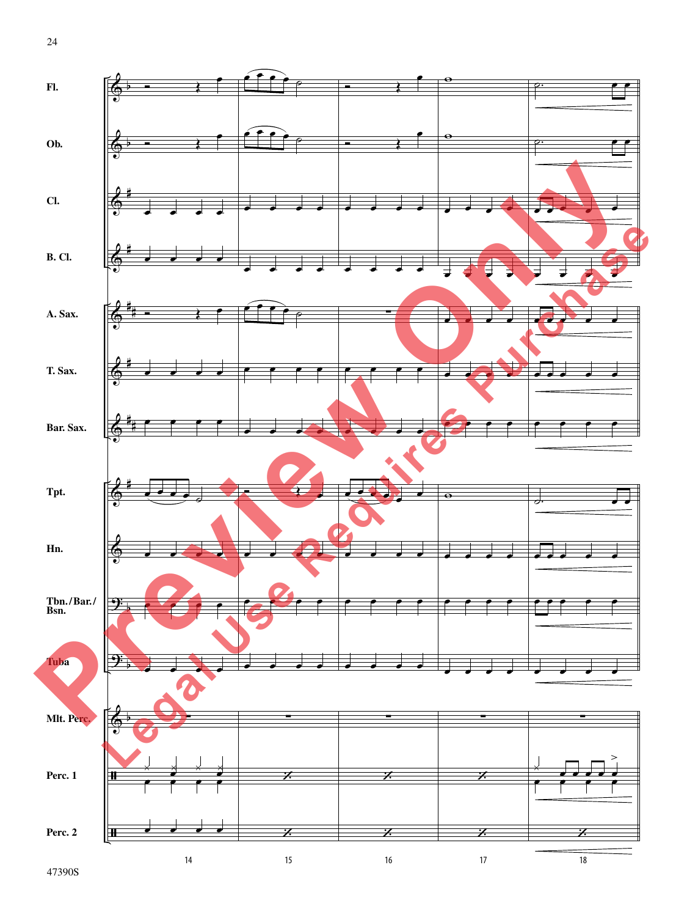Fl.

Ob.

Cl.

B. Cl.

A. Sax.

T. Sax.

Bar. Sax.

Tpt.

Hn.

Tbn./Bar./ Bsn.

Tuba

Mlt. Perc.

Perc. 1

Perc. 2

14 15 16 17 18

Preview Only

Legal Use Requires Purchase

47390S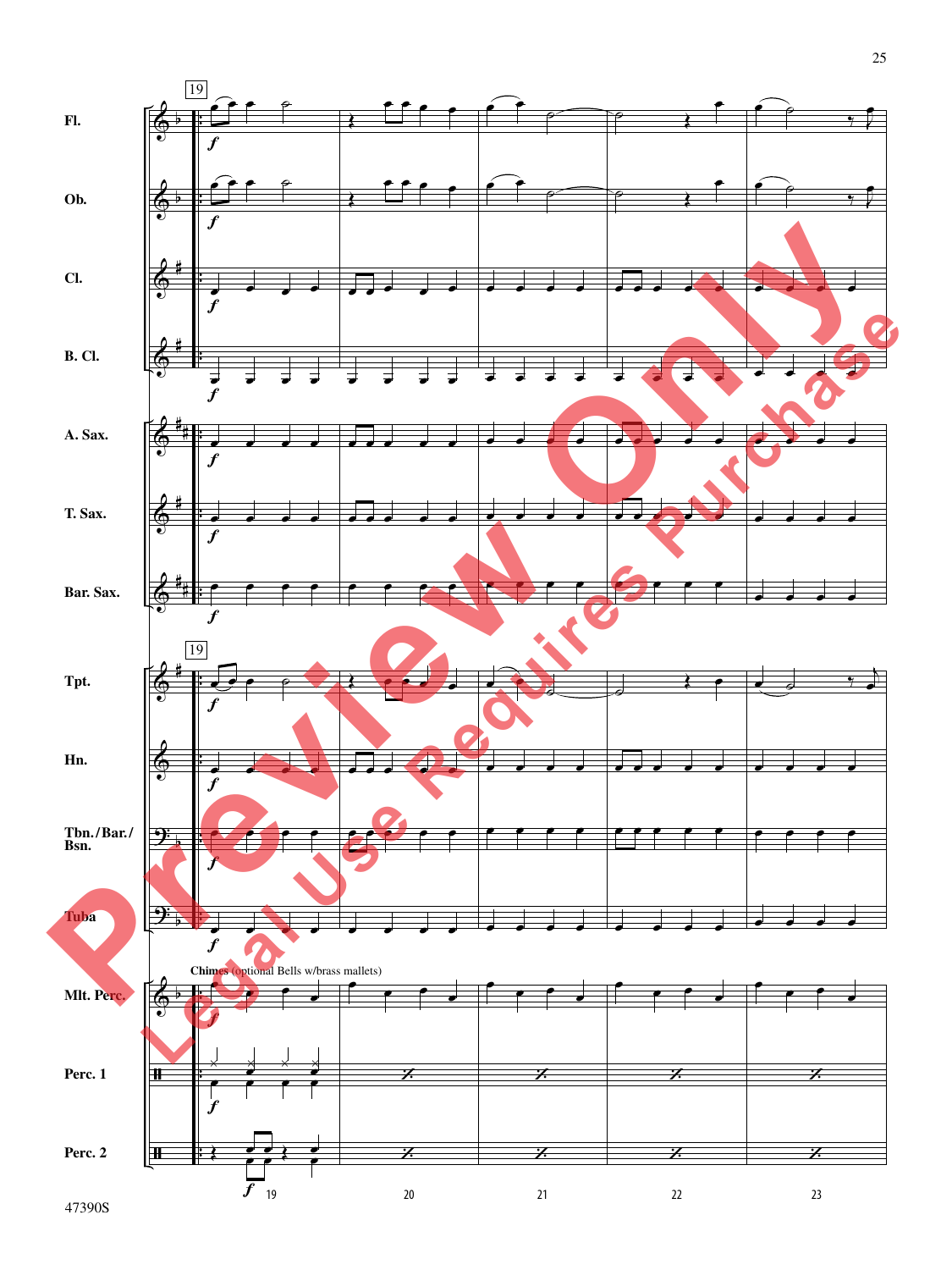Chimes (optional Bells w/brass mallets)

Preview Only

Legal Use Requires Purchase